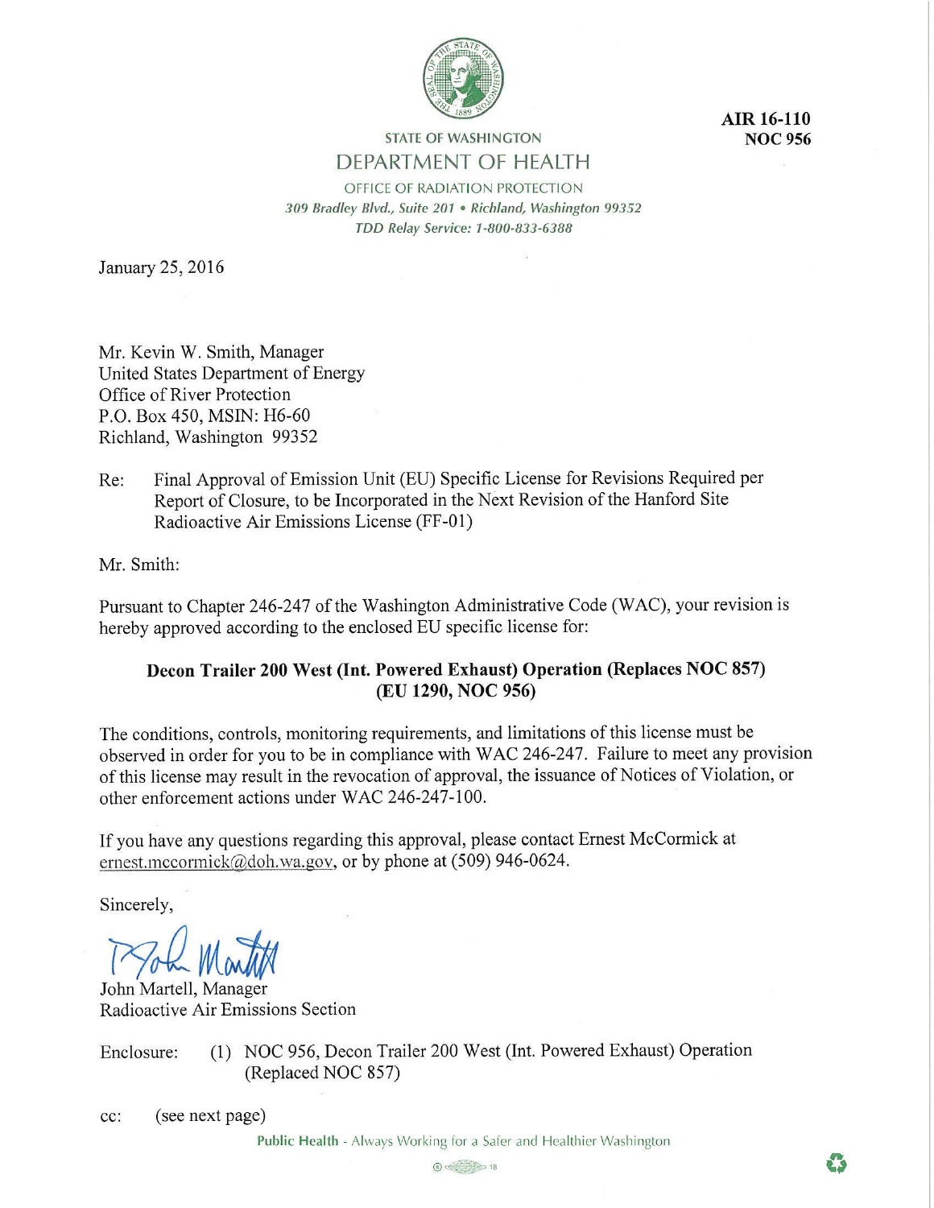AIR 16-110
NOC 956

STATE OF WASHINGTON
DEPARTMENT OF HEALTH
OFFICE OF RADIATION PROTECTION
*309 Bradley Blvd., Suite 201 • Richland, Washington 99352*
*TDD Relay Service: 1-800-833-6388*

January 25, 2016

Mr. Kevin W. Smith, Manager
United States Department of Energy
Office of River Protection
P.O. Box 450, MSIN: H6-60
Richland, Washington 99352

Re: Final Approval of Emission Unit (EU) Specific License for Revisions Required per Report of Closure, to be Incorporated in the Next Revision of the Hanford Site Radioactive Air Emissions License (FF-01)

Mr. Smith:

Pursuant to Chapter 246-247 of the Washington Administrative Code (WAC), your revision is hereby approved according to the enclosed EU specific license for:

**Decon Trailer 200 West (Int. Powered Exhaust) Operation (Replaces NOC 857)**
**(EU 1290, NOC 956)**

The conditions, controls, monitoring requirements, and limitations of this license must be observed in order for you to be in compliance with WAC 246-247. Failure to meet any provision of this license may result in the revocation of approval, the issuance of Notices of Violation, or other enforcement actions under WAC 246-247-100.

If you have any questions regarding this approval, please contact Ernest McCormick at ernest.mccormick@doh.wa.gov, or by phone at (509) 946-0624.

Sincerely,

John Martell, Manager
Radioactive Air Emissions Section

Enclosure: (1) NOC 956, Decon Trailer 200 West (Int. Powered Exhaust) Operation (Replaced NOC 857)

cc: (see next page)

Public Health - Always Working for a Safer and Healthier Washington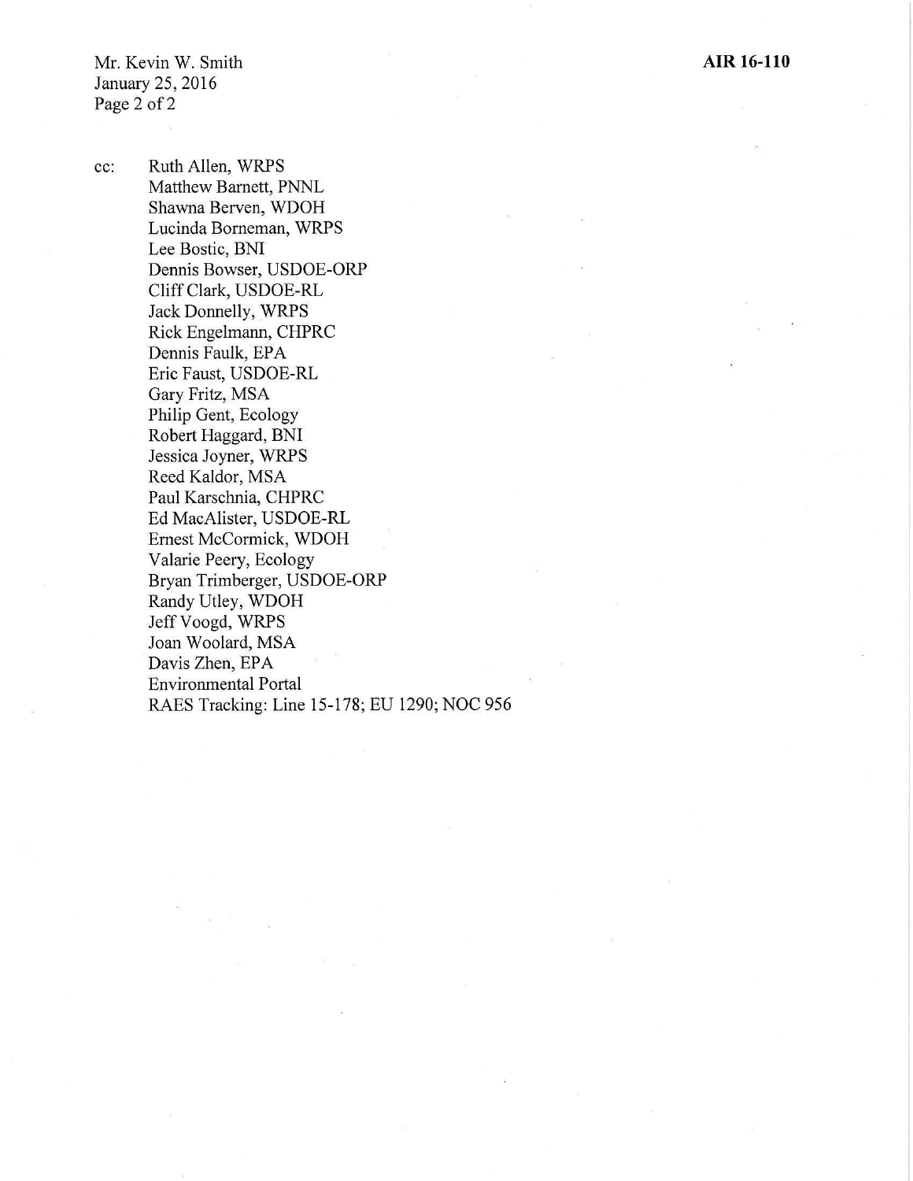cc: Ruth Allen, WRPS
Matthew Barnett, PNNL
Shawna Berven, WDOH
Lucinda Borneman, WRPS
Lee Bostic, BNI
Dennis Bowser, USDOE-ORP
Cliff Clark, USDOE-RL
Jack Donnelly, WRPS
Rick Engelmann, CHPRC
Dennis Faulk, EPA
Eric Faust, USDOE-RL
Gary Fritz, MSA
Philip Gent, Ecology
Robert Haggard, BNI
Jessica Joyner, WRPS
Reed Kaldor, MSA
Paul Karschnia, CHPRC
Ed MacAlister, USDOE-RL
Ernest McCormick, WDOH
Valarie Peery, Ecology
Bryan Trimberger, USDOE-ORP
Randy Utley, WDOH
Jeff Voogd, WRPS
Joan Woolard, MSA
Davis Zhen, EPA
Environmental Portal
RAES Tracking: Line 15-178; EU 1290; NOC 956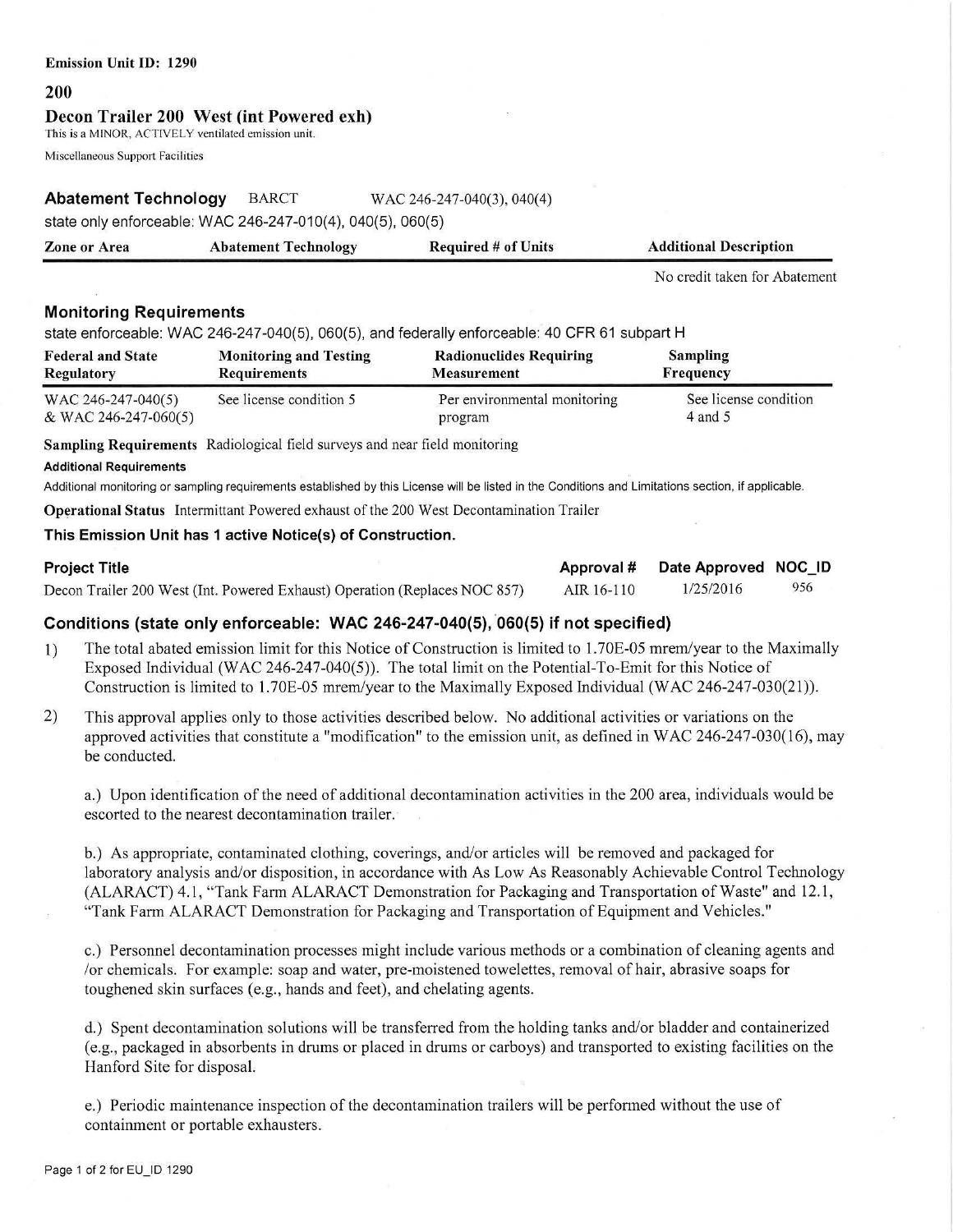**Emission Unit ID: 1290**

## 200

## Decon Trailer 200 West (int Powered exh)

This is a MINOR, ACTIVELY ventilated emission unit.

Miscellaneous Support Facilities

### Abatement Technology BARCT WAC 246-247-040(3), 040(4)

state only enforceable: WAC 246-247-010(4), 040(5), 060(5)

| Zone or Area | Abatement Technology | Required # of Units | Additional Description |
|---|---|---|---|
| | | | No credit taken for Abatement |

### Monitoring Requirements

state enforceable: WAC 246-247-040(5), 060(5), and federally enforceable: 40 CFR 61 subpart H

| Federal and State Regulatory | Monitoring and Testing Requirements | Radionuclides Requiring Measurement | Sampling Frequency |
|---|---|---|---|
| WAC 246-247-040(5) & WAC 246-247-060(5) | See license condition 5 | Per environmental monitoring program | See license condition 4 and 5 |

**Sampling Requirements** Radiological field surveys and near field monitoring

**Additional Requirements**

Additional monitoring or sampling requirements established by this License will be listed in the Conditions and Limitations section, if applicable.

**Operational Status** Intermittant Powered exhaust of the 200 West Decontamination Trailer

**This Emission Unit has 1 active Notice(s) of Construction.**

| Project Title | Approval # | Date Approved | NOC_ID |
|---|---|---|---|
| Decon Trailer 200 West (Int. Powered Exhaust) Operation (Replaces NOC 857) | AIR 16-110 | 1/25/2016 | 956 |

### Conditions (state only enforceable: WAC 246-247-040(5), 060(5) if not specified)

1) The total abated emission limit for this Notice of Construction is limited to 1.70E-05 mrem/year to the Maximally Exposed Individual (WAC 246-247-040(5)). The total limit on the Potential-To-Emit for this Notice of Construction is limited to 1.70E-05 mrem/year to the Maximally Exposed Individual (WAC 246-247-030(21)).

2) This approval applies only to those activities described below. No additional activities or variations on the approved activities that constitute a "modification" to the emission unit, as defined in WAC 246-247-030(16), may be conducted.

   a.) Upon identification of the need of additional decontamination activities in the 200 area, individuals would be escorted to the nearest decontamination trailer.

   b.) As appropriate, contaminated clothing, coverings, and/or articles will be removed and packaged for laboratory analysis and/or disposition, in accordance with As Low As Reasonably Achievable Control Technology (ALARACT) 4.1, "Tank Farm ALARACT Demonstration for Packaging and Transportation of Waste" and 12.1, "Tank Farm ALARACT Demonstration for Packaging and Transportation of Equipment and Vehicles."

   c.) Personnel decontamination processes might include various methods or a combination of cleaning agents and /or chemicals. For example: soap and water, pre-moistened towelettes, removal of hair, abrasive soaps for toughened skin surfaces (e.g., hands and feet), and chelating agents.

   d.) Spent decontamination solutions will be transferred from the holding tanks and/or bladder and containerized (e.g., packaged in absorbents in drums or placed in drums or carboys) and transported to existing facilities on the Hanford Site for disposal.

   e.) Periodic maintenance inspection of the decontamination trailers will be performed without the use of containment or portable exhausters.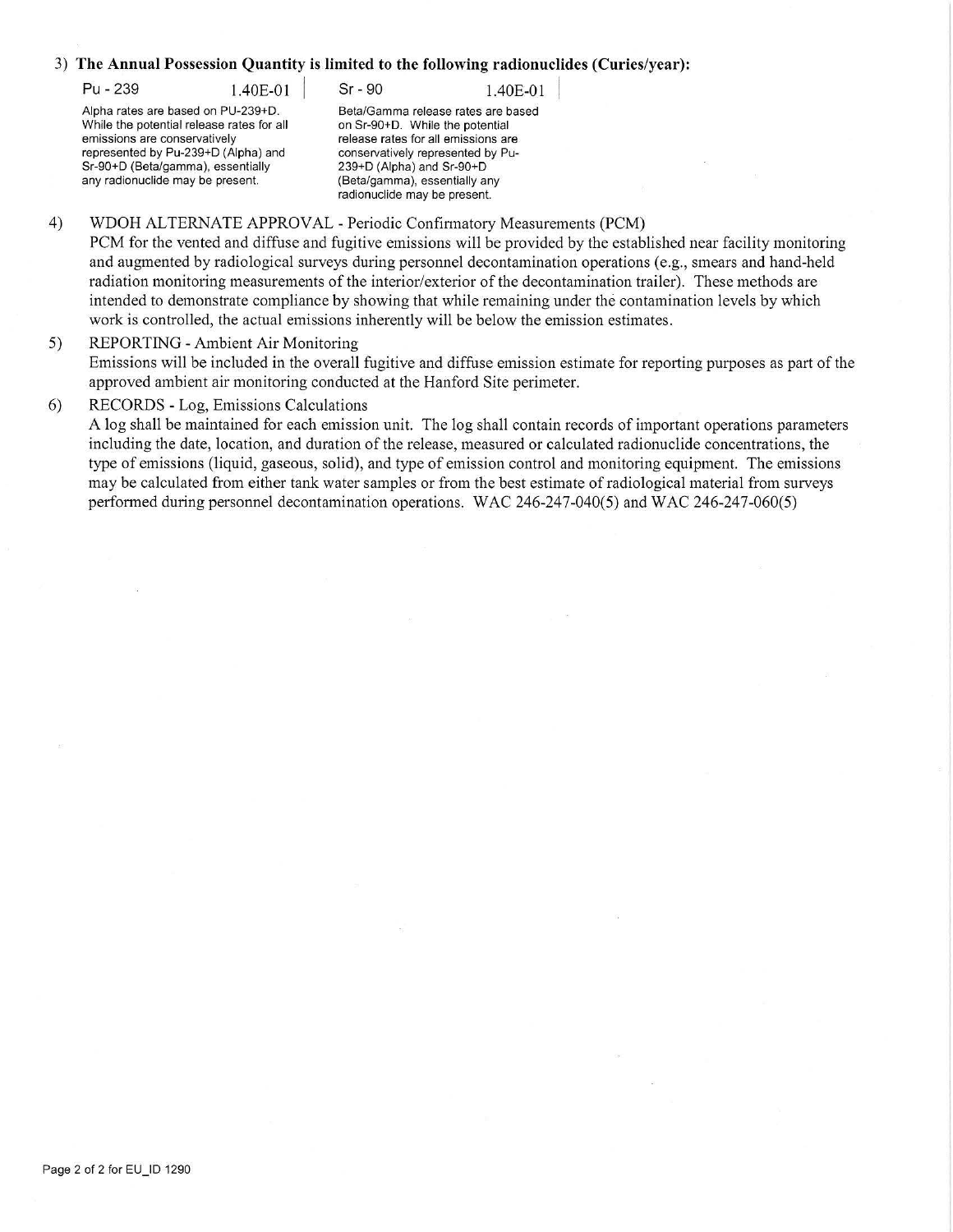3) **The Annual Possession Quantity is limited to the following radionuclides (Curies/year):**

| | | | |
|---|---|---|---|
| Pu - 239 | 1.40E-01 | Sr - 90 | 1.40E-01 |
| Alpha rates are based on PU-239+D. While the potential release rates for all emissions are conservatively represented by Pu-239+D (Alpha) and Sr-90+D (Beta/gamma), essentially any radionuclide may be present. | | Beta/Gamma release rates are based on Sr-90+D. While the potential release rates for all emissions are conservatively represented by Pu-239+D (Alpha) and Sr-90+D (Beta/gamma), essentially any radionuclide may be present. | |

4) WDOH ALTERNATE APPROVAL - Periodic Confirmatory Measurements (PCM)
PCM for the vented and diffuse and fugitive emissions will be provided by the established near facility monitoring and augmented by radiological surveys during personnel decontamination operations (e.g., smears and hand-held radiation monitoring measurements of the interior/exterior of the decontamination trailer). These methods are intended to demonstrate compliance by showing that while remaining under the contamination levels by which work is controlled, the actual emissions inherently will be below the emission estimates.

5) REPORTING - Ambient Air Monitoring
Emissions will be included in the overall fugitive and diffuse emission estimate for reporting purposes as part of the approved ambient air monitoring conducted at the Hanford Site perimeter.

6) RECORDS - Log, Emissions Calculations
A log shall be maintained for each emission unit. The log shall contain records of important operations parameters including the date, location, and duration of the release, measured or calculated radionuclide concentrations, the type of emissions (liquid, gaseous, solid), and type of emission control and monitoring equipment. The emissions may be calculated from either tank water samples or from the best estimate of radiological material from surveys performed during personnel decontamination operations. WAC 246-247-040(5) and WAC 246-247-060(5)